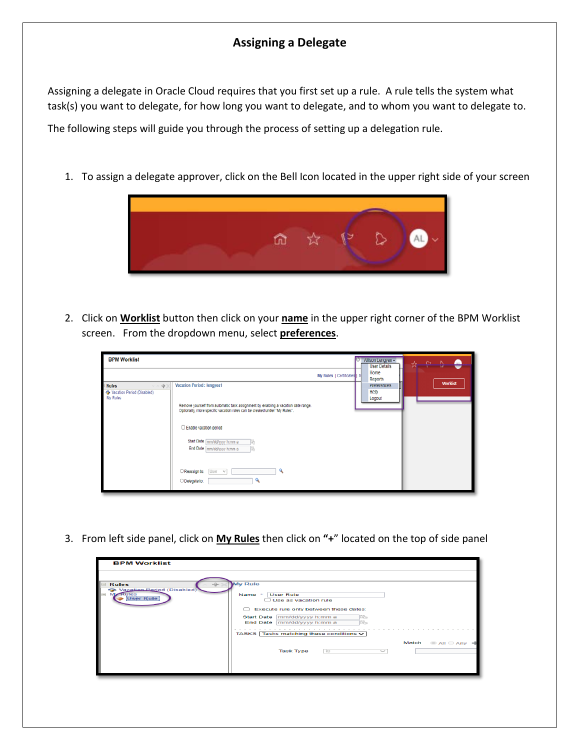# Assigning a Delegate

Assigning a delegate in Oracle Cloud requires that you first set up a rule. A rule tells the system what task(s) you want to delegate, for how long you want to delegate, and to whom you want to delegate to.

The following steps will guide you through the process of setting up a delegation rule.

1. To assign a delegate approver, click on the Bell Icon located in the upper right side of your screen

2. Click on **Worklist** button then click on your **name** in the upper right corner of the BPM Worklist screen. From the dropdown menu, select **preferences**.

3. From left side panel, click on **My Rules** then click on **"+"** located on the top of side panel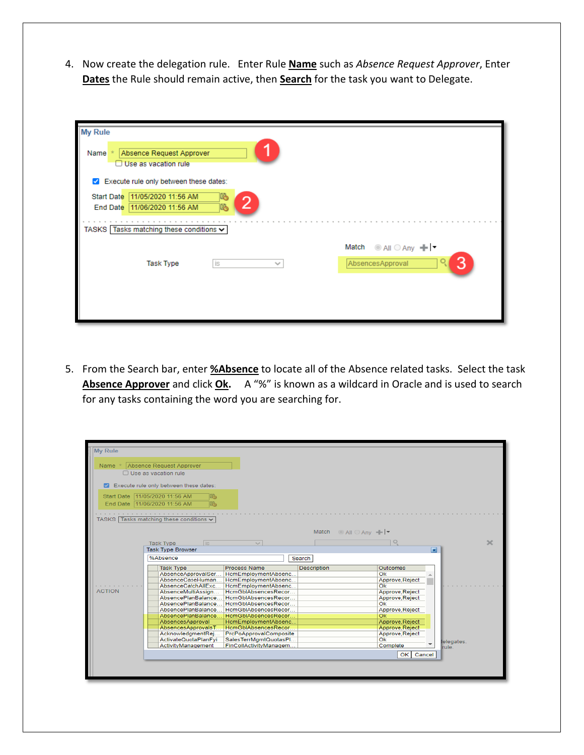4. Now create the delegation rule. Enter Rule **Name** such as *Absence Request Approver*, Enter **Dates** the Rule should remain active, then **Search** for the task you want to Delegate.

5. From the Search bar, enter **%Absence** to locate all of the Absence related tasks. Select the task **Absence Approver** and click **Ok.** A "%" is known as a wildcard in Oracle and is used to search for any tasks containing the word you are searching for.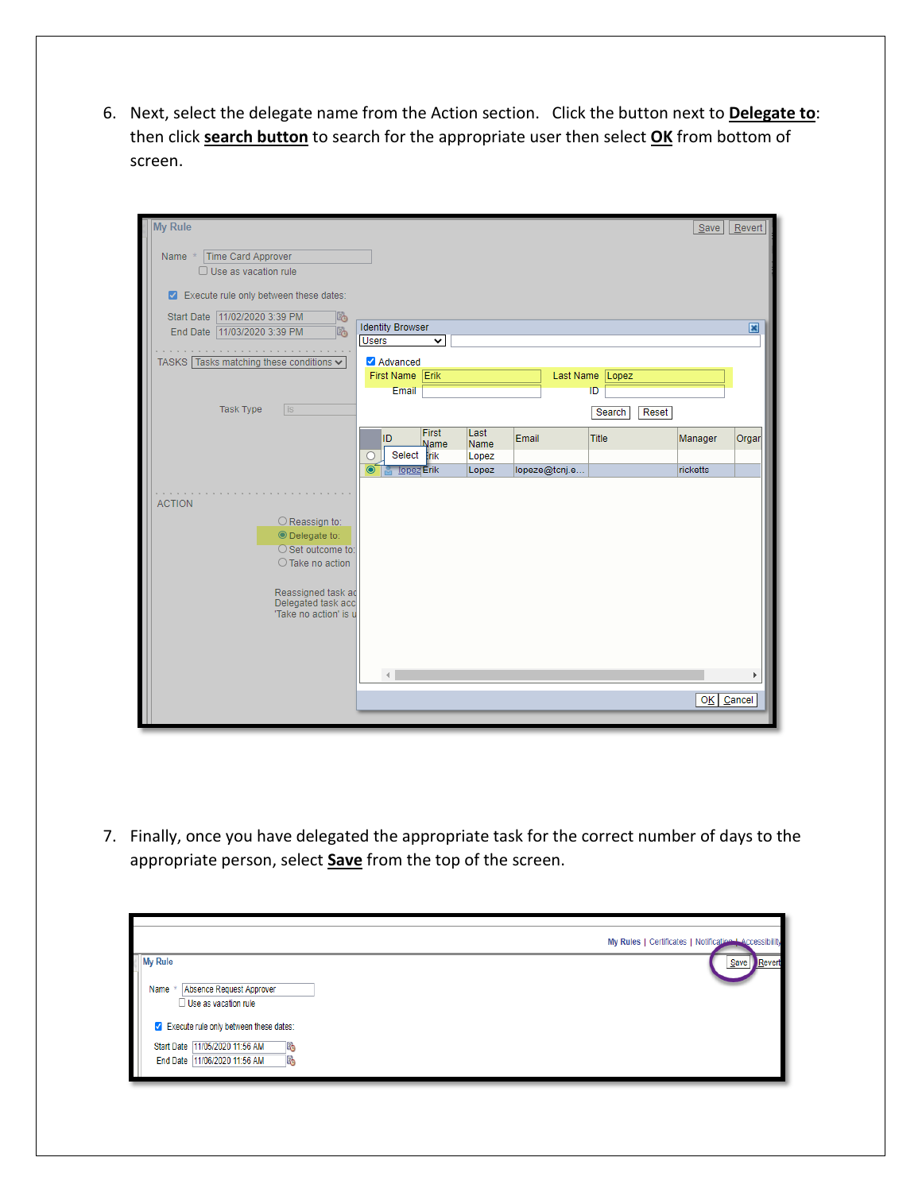6. Next, select the delegate name from the Action section. Click the button next to **Delegate to**: then click **search button** to search for the appropriate user then select **OK** from bottom of screen.

7. Finally, once you have delegated the appropriate task for the correct number of days to the appropriate person, select **Save** from the top of the screen.